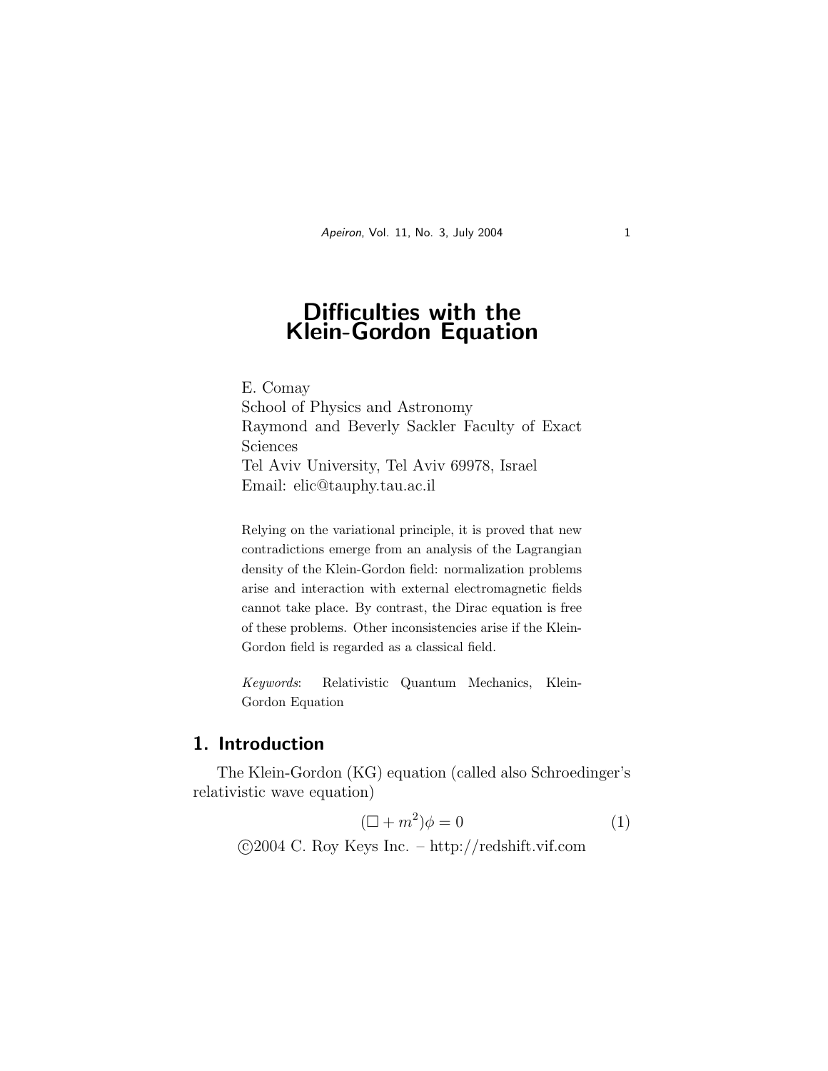# Difficulties with the Klein-Gordon Equation

E. Comay
School of Physics and Astronomy
Raymond and Beverly Sackler Faculty of Exact Sciences
Tel Aviv University, Tel Aviv 69978, Israel
Email: elic@tauphy.tau.ac.il

Relying on the variational principle, it is proved that new contradictions emerge from an analysis of the Lagrangian density of the Klein-Gordon field: normalization problems arise and interaction with external electromagnetic fields cannot take place. By contrast, the Dirac equation is free of these problems. Other inconsistencies arise if the Klein-Gordon field is regarded as a classical field.

*Keywords*: Relativistic Quantum Mechanics, Klein-Gordon Equation

## 1. Introduction

The Klein-Gordon (KG) equation (called also Schroedinger's relativistic wave equation)

$$(\Box + m^2)\phi = 0 \tag{1}$$

©2004 C. Roy Keys Inc. – http://redshift.vif.com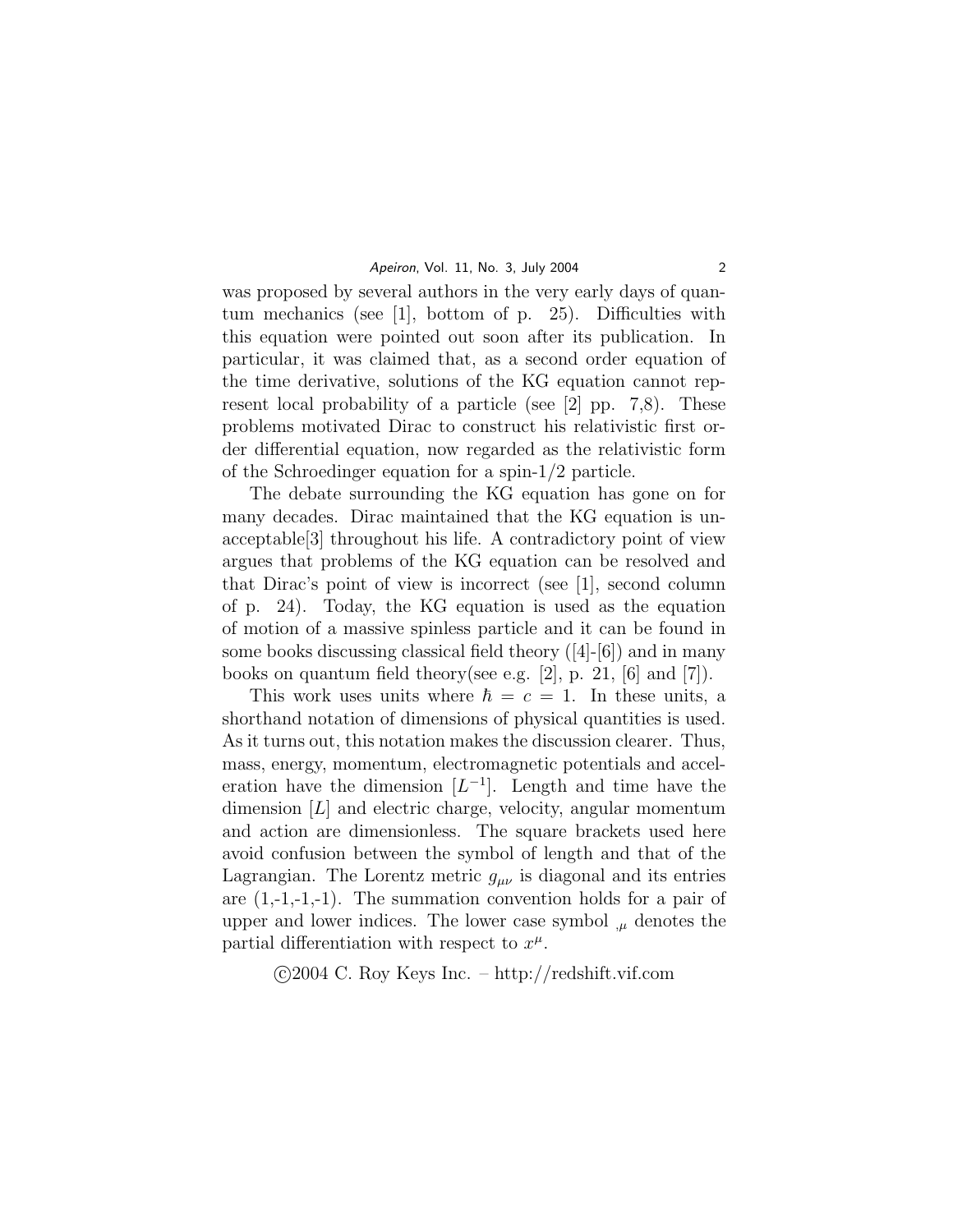was proposed by several authors in the very early days of quantum mechanics (see [1], bottom of p. 25). Difficulties with this equation were pointed out soon after its publication. In particular, it was claimed that, as a second order equation of the time derivative, solutions of the KG equation cannot represent local probability of a particle (see [2] pp. 7,8). These problems motivated Dirac to construct his relativistic first order differential equation, now regarded as the relativistic form of the Schroedinger equation for a spin-1/2 particle.

The debate surrounding the KG equation has gone on for many decades. Dirac maintained that the KG equation is unacceptable[3] throughout his life. A contradictory point of view argues that problems of the KG equation can be resolved and that Dirac's point of view is incorrect (see [1], second column of p. 24). Today, the KG equation is used as the equation of motion of a massive spinless particle and it can be found in some books discussing classical field theory ([4]-[6]) and in many books on quantum field theory(see e.g. [2], p. 21, [6] and [7]).

This work uses units where $\hbar = c = 1$. In these units, a shorthand notation of dimensions of physical quantities is used. As it turns out, this notation makes the discussion clearer. Thus, mass, energy, momentum, electromagnetic potentials and acceleration have the dimension $[L^{-1}]$. Length and time have the dimension $[L]$ and electric charge, velocity, angular momentum and action are dimensionless. The square brackets used here avoid confusion between the symbol of length and that of the Lagrangian. The Lorentz metric $g_{\mu\nu}$ is diagonal and its entries are (1,-1,-1,-1). The summation convention holds for a pair of upper and lower indices. The lower case symbol $_{,\mu}$ denotes the partial differentiation with respect to $x^\mu$.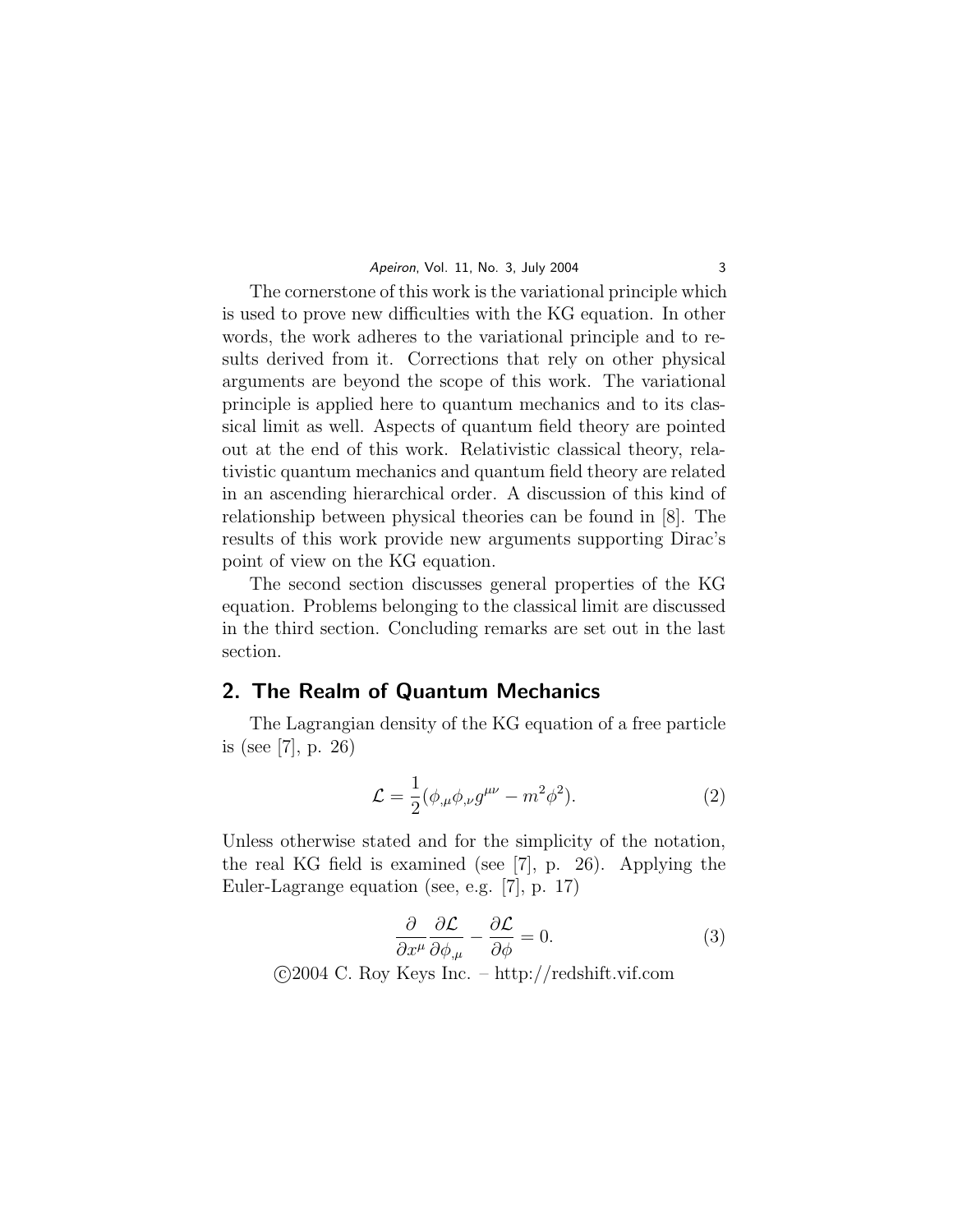The cornerstone of this work is the variational principle which is used to prove new difficulties with the KG equation. In other words, the work adheres to the variational principle and to results derived from it. Corrections that rely on other physical arguments are beyond the scope of this work. The variational principle is applied here to quantum mechanics and to its classical limit as well. Aspects of quantum field theory are pointed out at the end of this work. Relativistic classical theory, relativistic quantum mechanics and quantum field theory are related in an ascending hierarchical order. A discussion of this kind of relationship between physical theories can be found in [8]. The results of this work provide new arguments supporting Dirac's point of view on the KG equation.

The second section discusses general properties of the KG equation. Problems belonging to the classical limit are discussed in the third section. Concluding remarks are set out in the last section.

## 2. The Realm of Quantum Mechanics

The Lagrangian density of the KG equation of a free particle is (see [7], p. 26)

$$\mathcal{L} = \frac{1}{2}(\phi_{,\mu}\phi_{,\nu}g^{\mu\nu} - m^2\phi^2). \tag{2}$$

Unless otherwise stated and for the simplicity of the notation, the real KG field is examined (see [7], p. 26). Applying the Euler-Lagrange equation (see, e.g. [7], p. 17)

$$\frac{\partial}{\partial x^\mu}\frac{\partial \mathcal{L}}{\partial \phi_{,\mu}} - \frac{\partial \mathcal{L}}{\partial \phi} = 0. \tag{3}$$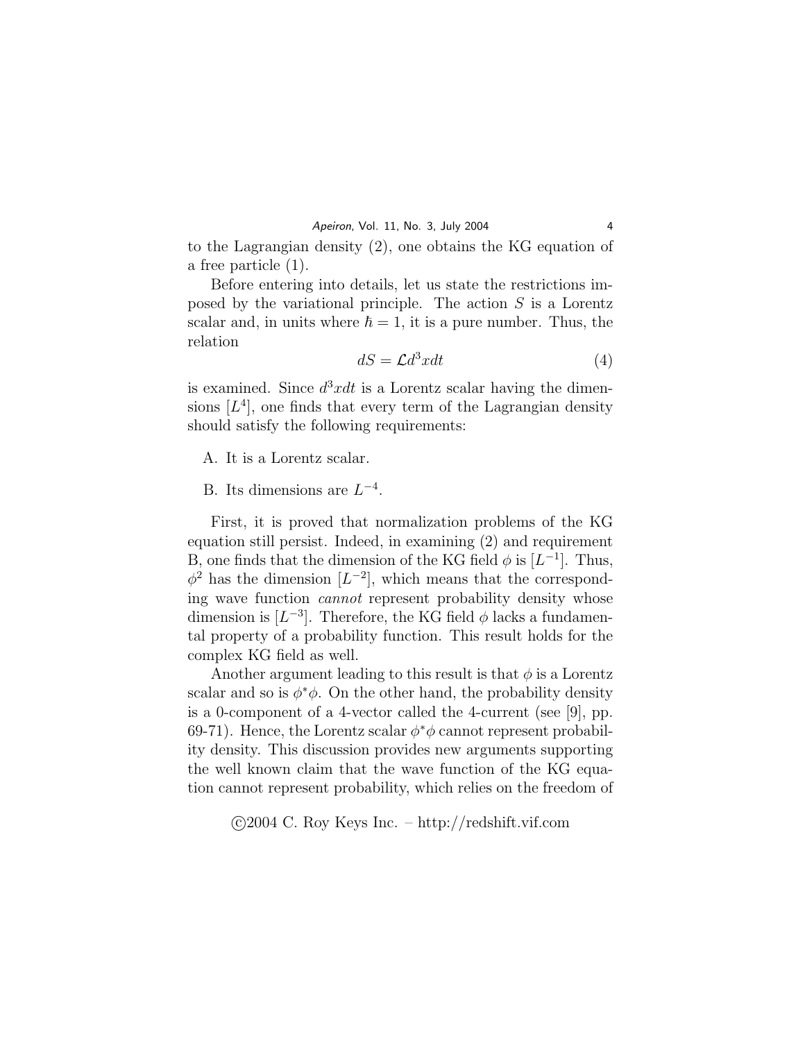to the Lagrangian density (2), one obtains the KG equation of a free particle (1).

Before entering into details, let us state the restrictions imposed by the variational principle. The action $S$ is a Lorentz scalar and, in units where $\hbar = 1$, it is a pure number. Thus, the relation

$$dS = \mathcal{L}d^3xdt \tag{4}$$

is examined. Since $d^3xdt$ is a Lorentz scalar having the dimensions $[L^4]$, one finds that every term of the Lagrangian density should satisfy the following requirements:

A. It is a Lorentz scalar.

B. Its dimensions are $L^{-4}$.

First, it is proved that normalization problems of the KG equation still persist. Indeed, in examining (2) and requirement B, one finds that the dimension of the KG field $\phi$ is $[L^{-1}]$. Thus, $\phi^2$ has the dimension $[L^{-2}]$, which means that the corresponding wave function *cannot* represent probability density whose dimension is $[L^{-3}]$. Therefore, the KG field $\phi$ lacks a fundamental property of a probability function. This result holds for the complex KG field as well.

Another argument leading to this result is that $\phi$ is a Lorentz scalar and so is $\phi^*\phi$. On the other hand, the probability density is a 0-component of a 4-vector called the 4-current (see [9], pp. 69-71). Hence, the Lorentz scalar $\phi^*\phi$ cannot represent probability density. This discussion provides new arguments supporting the well known claim that the wave function of the KG equation cannot represent probability, which relies on the freedom of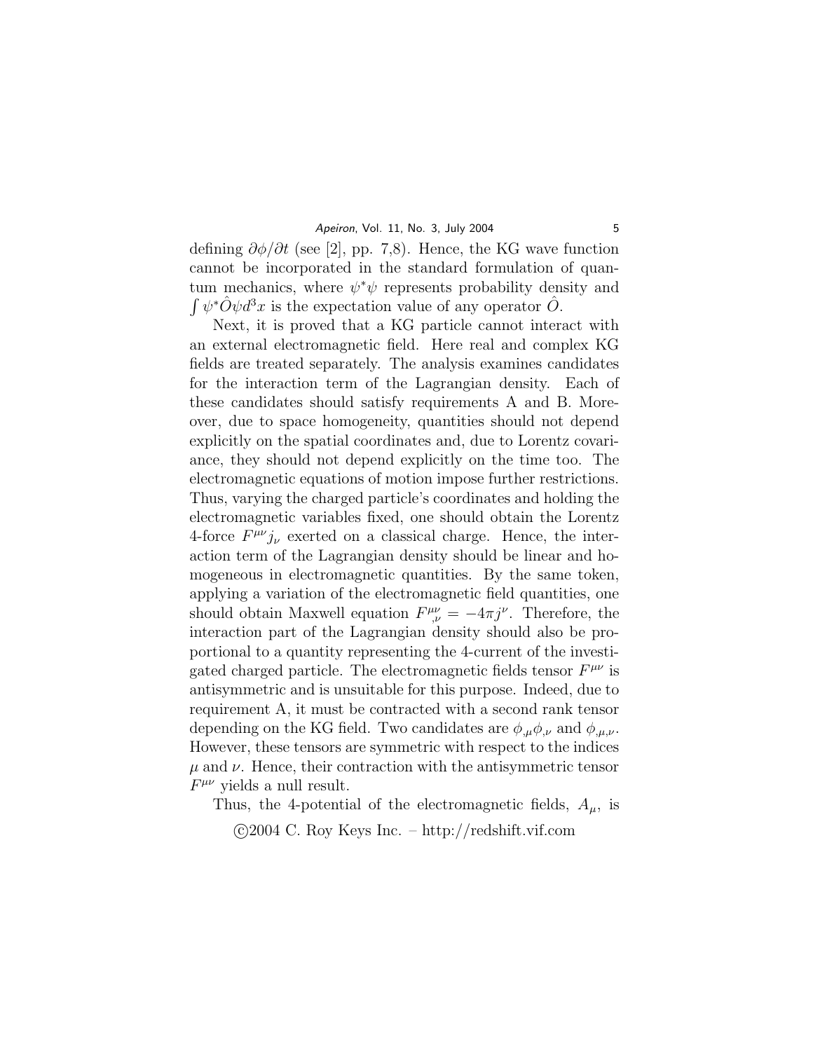defining $\partial\phi/\partial t$ (see [2], pp. 7,8). Hence, the KG wave function cannot be incorporated in the standard formulation of quantum mechanics, where $\psi^*\psi$ represents probability density and $\int \psi^* \hat{O}\psi d^3x$ is the expectation value of any operator $\hat{O}$.

Next, it is proved that a KG particle cannot interact with an external electromagnetic field. Here real and complex KG fields are treated separately. The analysis examines candidates for the interaction term of the Lagrangian density. Each of these candidates should satisfy requirements A and B. Moreover, due to space homogeneity, quantities should not depend explicitly on the spatial coordinates and, due to Lorentz covariance, they should not depend explicitly on the time too. The electromagnetic equations of motion impose further restrictions. Thus, varying the charged particle's coordinates and holding the electromagnetic variables fixed, one should obtain the Lorentz 4-force $F^{\mu\nu}j_\nu$ exerted on a classical charge. Hence, the interaction term of the Lagrangian density should be linear and homogeneous in electromagnetic quantities. By the same token, applying a variation of the electromagnetic field quantities, one should obtain Maxwell equation $F^{\mu\nu}_{,\nu} = -4\pi j^\nu$. Therefore, the interaction part of the Lagrangian density should also be proportional to a quantity representing the 4-current of the investigated charged particle. The electromagnetic fields tensor $F^{\mu\nu}$ is antisymmetric and is unsuitable for this purpose. Indeed, due to requirement A, it must be contracted with a second rank tensor depending on the KG field. Two candidates are $\phi_{,\mu}\phi_{,\nu}$ and $\phi_{,\mu,\nu}$. However, these tensors are symmetric with respect to the indices $\mu$ and $\nu$. Hence, their contraction with the antisymmetric tensor $F^{\mu\nu}$ yields a null result.

Thus, the 4-potential of the electromagnetic fields, $A_\mu$, is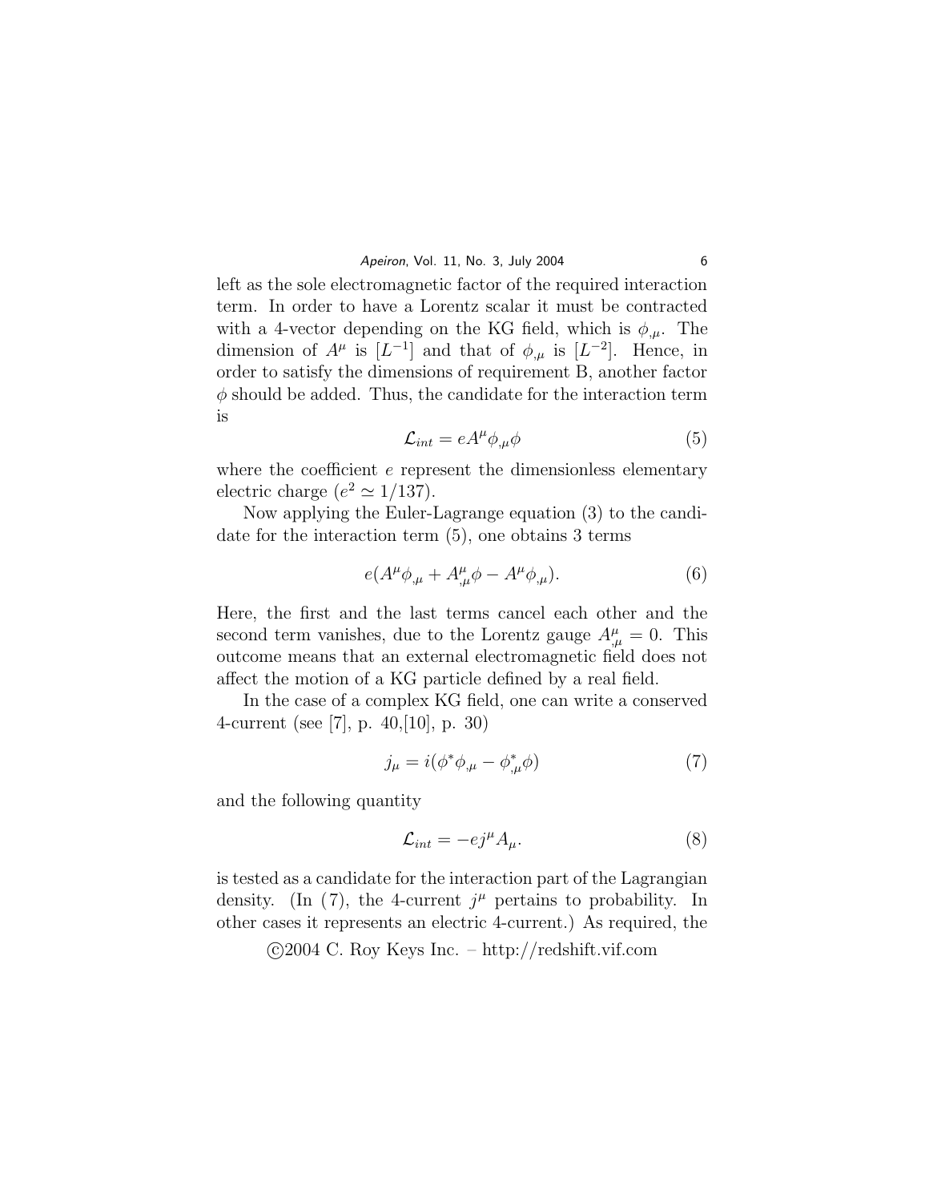left as the sole electromagnetic factor of the required interaction term. In order to have a Lorentz scalar it must be contracted with a 4-vector depending on the KG field, which is $\phi_{,\mu}$. The dimension of $A^\mu$ is $[L^{-1}]$ and that of $\phi_{,\mu}$ is $[L^{-2}]$. Hence, in order to satisfy the dimensions of requirement B, another factor $\phi$ should be added. Thus, the candidate for the interaction term is

$$\mathcal{L}_{int} = eA^\mu \phi_{,\mu}\phi \tag{5}$$

where the coefficient $e$ represent the dimensionless elementary electric charge ($e^2 \simeq 1/137$).

Now applying the Euler-Lagrange equation (3) to the candidate for the interaction term (5), one obtains 3 terms

$$e(A^\mu \phi_{,\mu} + A^\mu_{,\mu}\phi - A^\mu \phi_{,\mu}). \tag{6}$$

Here, the first and the last terms cancel each other and the second term vanishes, due to the Lorentz gauge $A^\mu_{,\mu} = 0$. This outcome means that an external electromagnetic field does not affect the motion of a KG particle defined by a real field.

In the case of a complex KG field, one can write a conserved 4-current (see [7], p. 40,[10], p. 30)

$$j_\mu = i(\phi^* \phi_{,\mu} - \phi^*_{,\mu}\phi) \tag{7}$$

and the following quantity

$$\mathcal{L}_{int} = -ej^\mu A_\mu. \tag{8}$$

is tested as a candidate for the interaction part of the Lagrangian density. (In (7), the 4-current $j^\mu$ pertains to probability. In other cases it represents an electric 4-current.) As required, the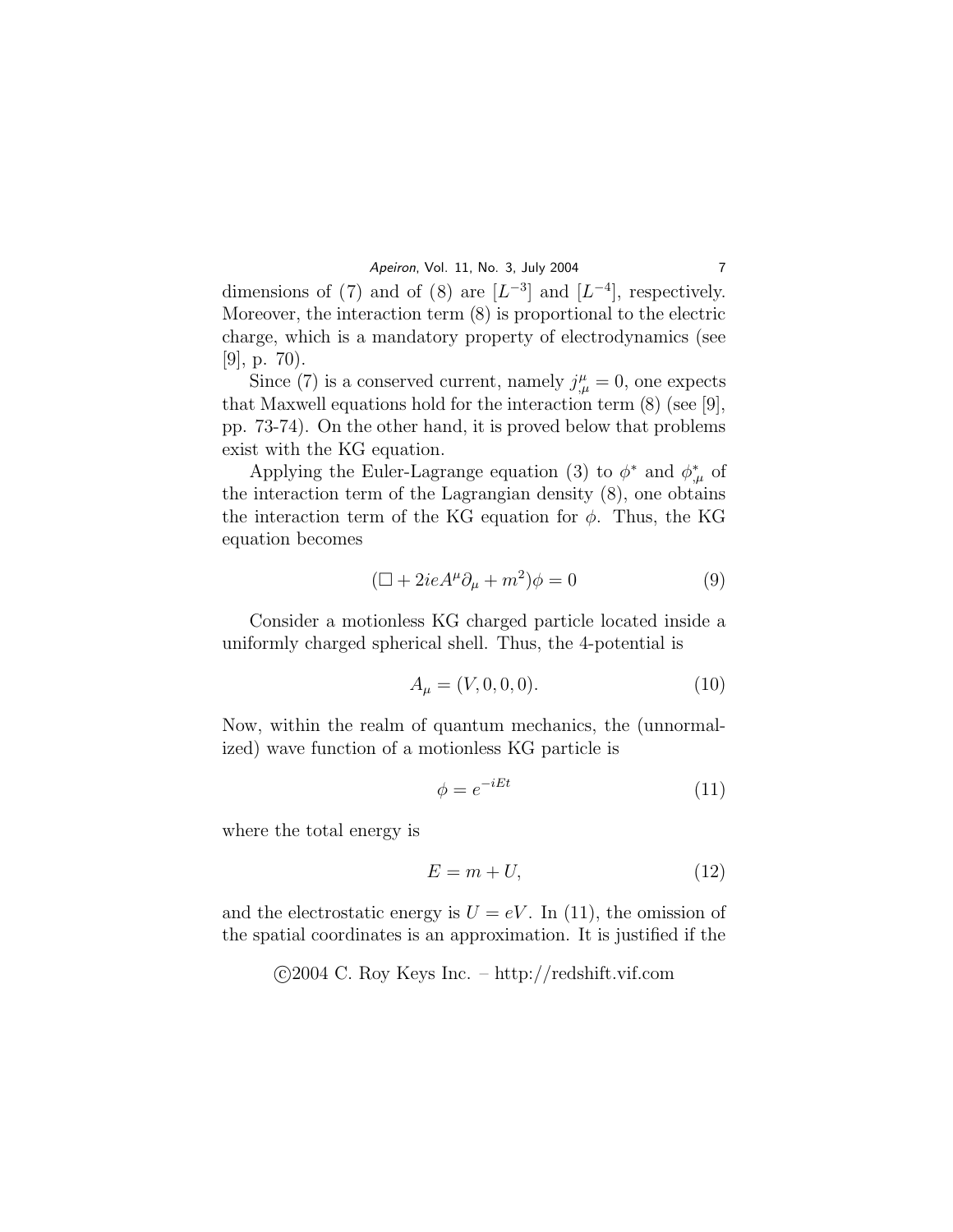dimensions of (7) and of (8) are $[L^{-3}]$ and $[L^{-4}]$, respectively. Moreover, the interaction term (8) is proportional to the electric charge, which is a mandatory property of electrodynamics (see [9], p. 70).

Since (7) is a conserved current, namely $j^\mu_{,\mu} = 0$, one expects that Maxwell equations hold for the interaction term (8) (see [9], pp. 73-74). On the other hand, it is proved below that problems exist with the KG equation.

Applying the Euler-Lagrange equation (3) to $\phi^*$ and $\phi^*_{,\mu}$ of the interaction term of the Lagrangian density (8), one obtains the interaction term of the KG equation for $\phi$. Thus, the KG equation becomes

$$(\Box + 2ieA^\mu\partial_\mu + m^2)\phi = 0 \tag{9}$$

Consider a motionless KG charged particle located inside a uniformly charged spherical shell. Thus, the 4-potential is

$$A_\mu = (V, 0, 0, 0). \tag{10}$$

Now, within the realm of quantum mechanics, the (unnormalized) wave function of a motionless KG particle is

$$\phi = e^{-iEt} \tag{11}$$

where the total energy is

$$E = m + U, \tag{12}$$

and the electrostatic energy is $U = eV$. In (11), the omission of the spatial coordinates is an approximation. It is justified if the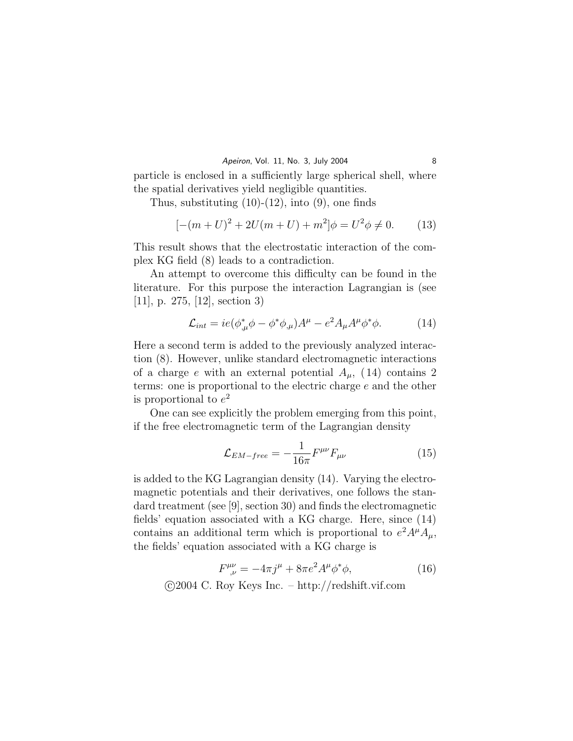particle is enclosed in a sufficiently large spherical shell, where the spatial derivatives yield negligible quantities.

Thus, substituting (10)-(12), into (9), one finds

$$[-(m+U)^2 + 2U(m+U) + m^2]\phi = U^2\phi \neq 0. \tag{13}$$

This result shows that the electrostatic interaction of the complex KG field (8) leads to a contradiction.

An attempt to overcome this difficulty can be found in the literature. For this purpose the interaction Lagrangian is (see [11], p. 275, [12], section 3)

$$\mathcal{L}_{int} = ie(\phi^*_{,\mu}\phi - \phi^*\phi_{,\mu})A^\mu - e^2 A_\mu A^\mu \phi^*\phi. \tag{14}$$

Here a second term is added to the previously analyzed interaction (8). However, unlike standard electromagnetic interactions of a charge $e$ with an external potential $A_\mu$, (14) contains 2 terms: one is proportional to the electric charge $e$ and the other is proportional to $e^2$

One can see explicitly the problem emerging from this point, if the free electromagnetic term of the Lagrangian density

$$\mathcal{L}_{EM-free} = -\frac{1}{16\pi}F^{\mu\nu}F_{\mu\nu} \tag{15}$$

is added to the KG Lagrangian density (14). Varying the electromagnetic potentials and their derivatives, one follows the standard treatment (see [9], section 30) and finds the electromagnetic fields' equation associated with a KG charge. Here, since (14) contains an additional term which is proportional to $e^2A^\mu A_\mu$, the fields' equation associated with a KG charge is

$$F^{\mu\nu}_{,\nu} = -4\pi j^\mu + 8\pi e^2 A^\mu \phi^*\phi, \tag{16}$$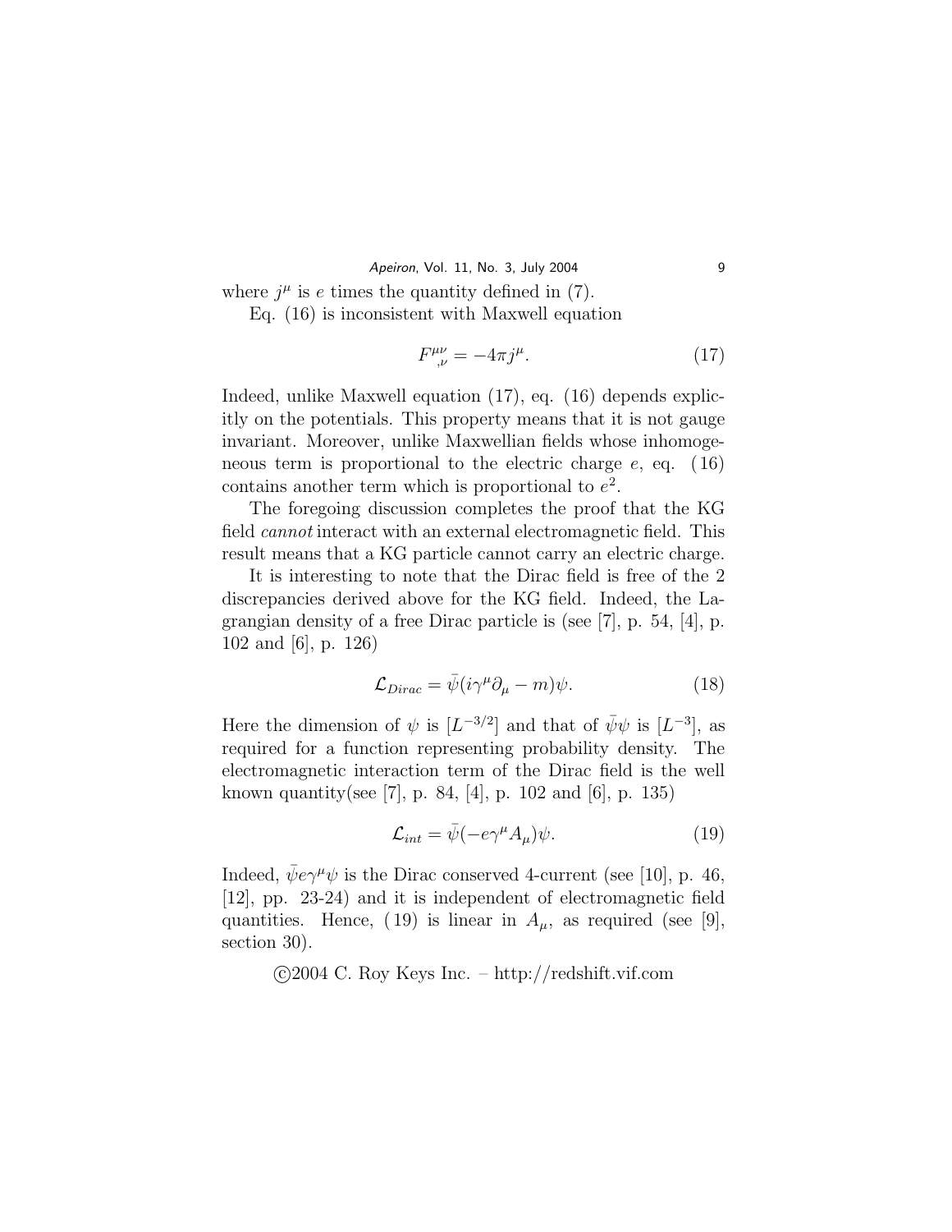where $j^\mu$ is $e$ times the quantity defined in (7).

Eq. (16) is inconsistent with Maxwell equation

$$F^{\mu\nu}_{,\nu} = -4\pi j^\mu. \tag{17}$$

Indeed, unlike Maxwell equation (17), eq. (16) depends explicitly on the potentials. This property means that it is not gauge invariant. Moreover, unlike Maxwellian fields whose inhomogeneous term is proportional to the electric charge $e$, eq. (16) contains another term which is proportional to $e^2$.

The foregoing discussion completes the proof that the KG field *cannot* interact with an external electromagnetic field. This result means that a KG particle cannot carry an electric charge.

It is interesting to note that the Dirac field is free of the 2 discrepancies derived above for the KG field. Indeed, the Lagrangian density of a free Dirac particle is (see [7], p. 54, [4], p. 102 and [6], p. 126)

$$\mathcal{L}_{Dirac} = \bar{\psi}(i\gamma^\mu\partial_\mu - m)\psi. \tag{18}$$

Here the dimension of $\psi$ is $[L^{-3/2}]$ and that of $\bar{\psi}\psi$ is $[L^{-3}]$, as required for a function representing probability density. The electromagnetic interaction term of the Dirac field is the well known quantity(see [7], p. 84, [4], p. 102 and [6], p. 135)

$$\mathcal{L}_{int} = \bar{\psi}(-e\gamma^\mu A_\mu)\psi. \tag{19}$$

Indeed, $\bar{\psi}e\gamma^\mu\psi$ is the Dirac conserved 4-current (see [10], p. 46, [12], pp. 23-24) and it is independent of electromagnetic field quantities. Hence, (19) is linear in $A_\mu$, as required (see [9], section 30).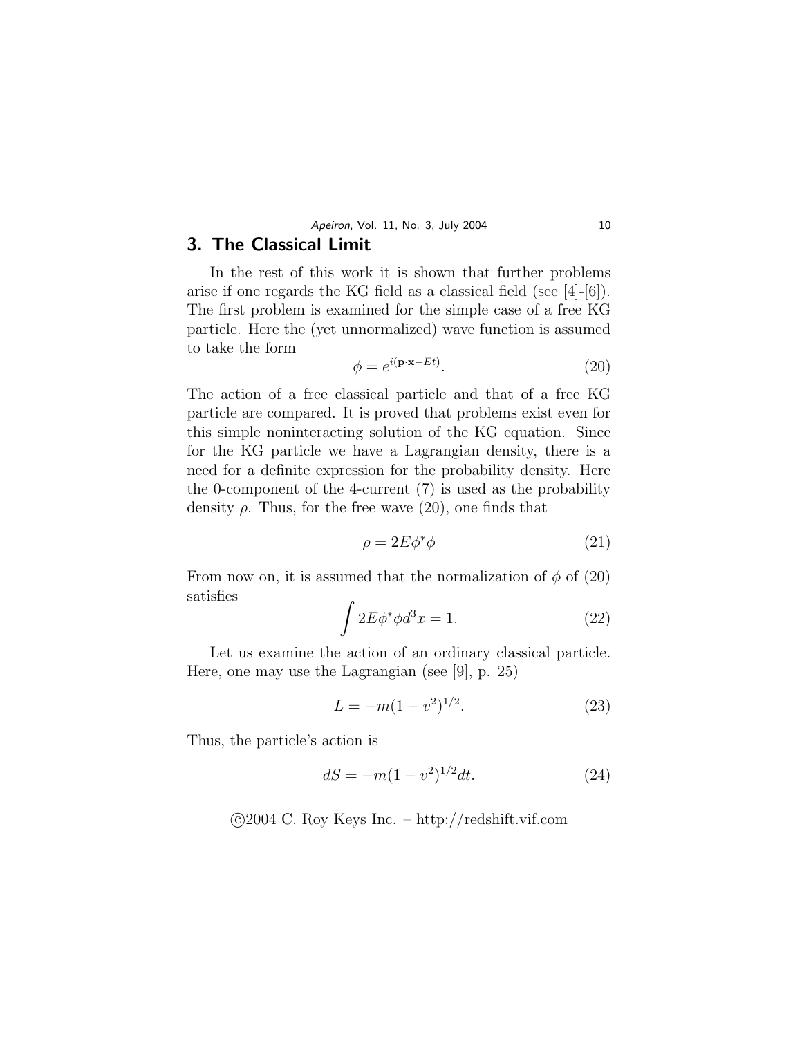## 3. The Classical Limit

In the rest of this work it is shown that further problems arise if one regards the KG field as a classical field (see [4]-[6]). The first problem is examined for the simple case of a free KG particle. Here the (yet unnormalized) wave function is assumed to take the form

$$\phi = e^{i(\mathbf{p}\cdot\mathbf{x}-Et)}. \tag{20}$$

The action of a free classical particle and that of a free KG particle are compared. It is proved that problems exist even for this simple noninteracting solution of the KG equation. Since for the KG particle we have a Lagrangian density, there is a need for a definite expression for the probability density. Here the 0-component of the 4-current (7) is used as the probability density $\rho$. Thus, for the free wave (20), one finds that

$$\rho = 2E\phi^*\phi \tag{21}$$

From now on, it is assumed that the normalization of $\phi$ of (20) satisfies

$$\int 2E\phi^*\phi d^3x = 1. \tag{22}$$

Let us examine the action of an ordinary classical particle. Here, one may use the Lagrangian (see [9], p. 25)

$$L = -m(1-v^2)^{1/2}. \tag{23}$$

Thus, the particle's action is

$$dS = -m(1-v^2)^{1/2}dt. \tag{24}$$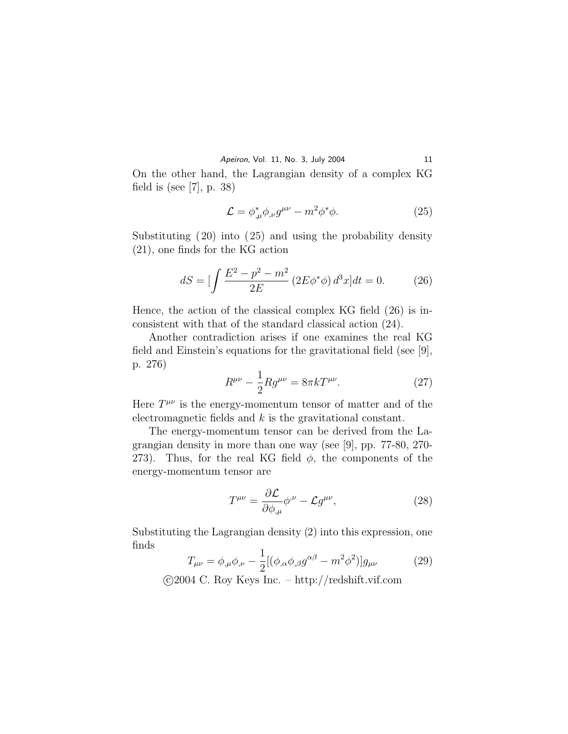On the other hand, the Lagrangian density of a complex KG field is (see [7], p. 38)

$$\mathcal{L} = \phi^*_{,\mu}\phi_{,\nu}g^{\mu\nu} - m^2\phi^*\phi. \tag{25}$$

Substituting (20) into (25) and using the probability density (21), one finds for the KG action

$$dS = [\int \frac{E^2 - p^2 - m^2}{2E}\,(2E\phi^*\phi)\,d^3x]dt = 0. \tag{26}$$

Hence, the action of the classical complex KG field (26) is inconsistent with that of the standard classical action (24).

Another contradiction arises if one examines the real KG field and Einstein's equations for the gravitational field (see [9], p. 276)

$$R^{\mu\nu} - \frac{1}{2}Rg^{\mu\nu} = 8\pi kT^{\mu\nu}. \tag{27}$$

Here $T^{\mu\nu}$ is the energy-momentum tensor of matter and of the electromagnetic fields and $k$ is the gravitational constant.

The energy-momentum tensor can be derived from the Lagrangian density in more than one way (see [9], pp. 77-80, 270-273). Thus, for the real KG field $\phi$, the components of the energy-momentum tensor are

$$T^{\mu\nu} = \frac{\partial\mathcal{L}}{\partial\phi_{,\mu}}\phi^{,\nu} - \mathcal{L}g^{\mu\nu}, \tag{28}$$

Substituting the Lagrangian density (2) into this expression, one finds

$$T_{\mu\nu} = \phi_{,\mu}\phi_{,\nu} - \frac{1}{2}[(\phi_{,\alpha}\phi_{,\beta}g^{\alpha\beta} - m^2\phi^2)]g_{\mu\nu} \tag{29}$$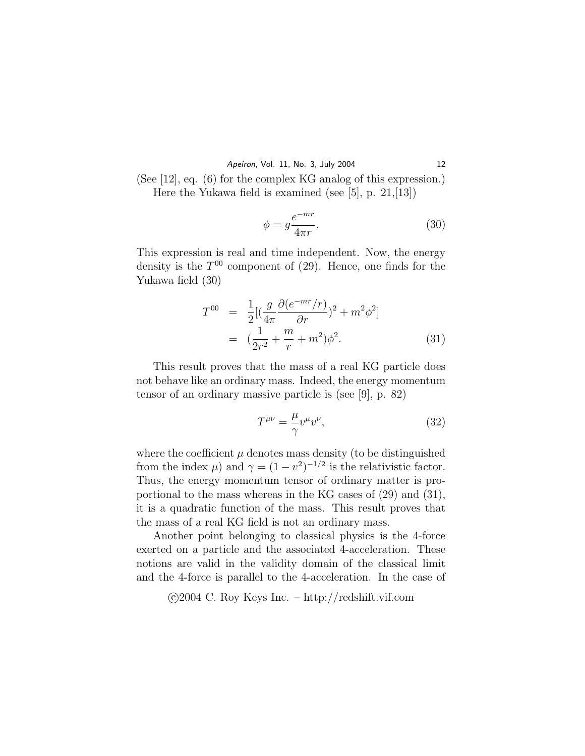(See [12], eq. (6) for the complex KG analog of this expression.)

Here the Yukawa field is examined (see [5], p. 21,[13])

$$\phi = g\frac{e^{-mr}}{4\pi r}. \tag{30}$$

This expression is real and time independent. Now, the energy density is the $T^{00}$ component of (29). Hence, one finds for the Yukawa field (30)

$$\begin{aligned} T^{00} &= \frac{1}{2}[(\frac{g}{4\pi}\frac{\partial(e^{-mr}/r)}{\partial r})^2 + m^2\phi^2] \\ &= (\frac{1}{2r^2} + \frac{m}{r} + m^2)\phi^2. \end{aligned} \tag{31}$$

This result proves that the mass of a real KG particle does not behave like an ordinary mass. Indeed, the energy momentum tensor of an ordinary massive particle is (see [9], p. 82)

$$T^{\mu\nu} = \frac{\mu}{\gamma}v^\mu v^\nu, \tag{32}$$

where the coefficient $\mu$ denotes mass density (to be distinguished from the index $\mu$) and $\gamma = (1 - v^2)^{-1/2}$ is the relativistic factor. Thus, the energy momentum tensor of ordinary matter is proportional to the mass whereas in the KG cases of (29) and (31), it is a quadratic function of the mass. This result proves that the mass of a real KG field is not an ordinary mass.

Another point belonging to classical physics is the 4-force exerted on a particle and the associated 4-acceleration. These notions are valid in the validity domain of the classical limit and the 4-force is parallel to the 4-acceleration. In the case of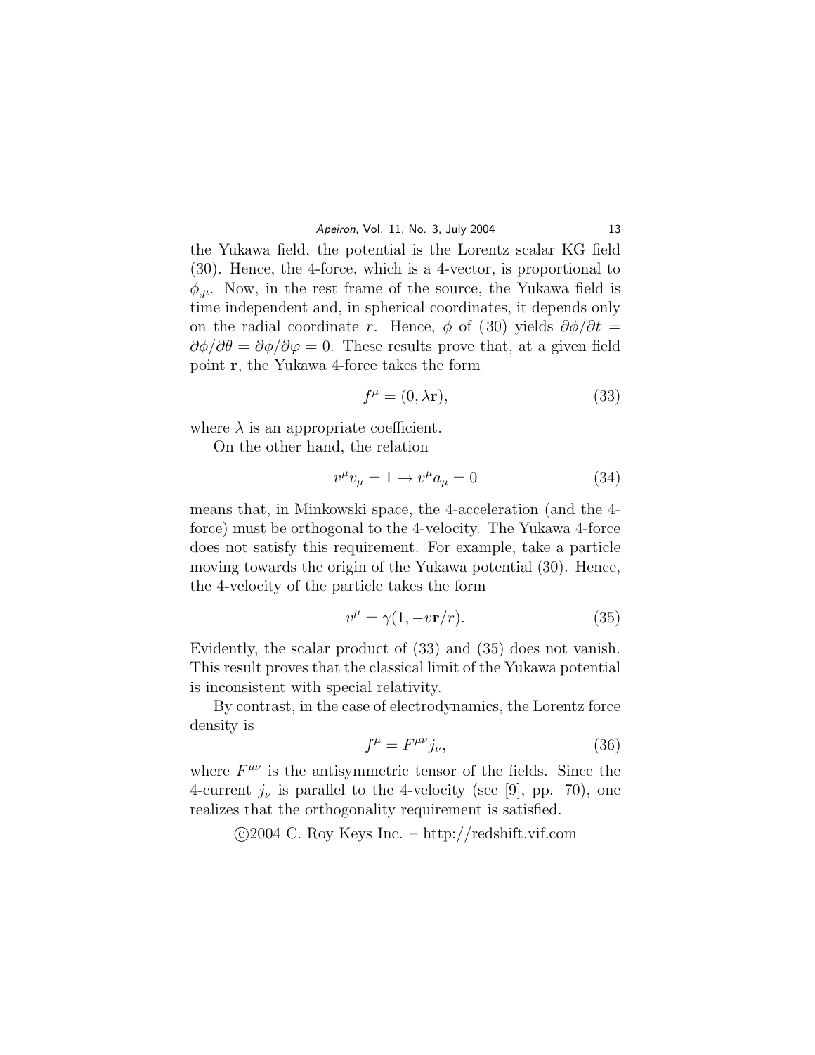the Yukawa field, the potential is the Lorentz scalar KG field (30). Hence, the 4-force, which is a 4-vector, is proportional to $\phi_{,\mu}$. Now, in the rest frame of the source, the Yukawa field is time independent and, in spherical coordinates, it depends only on the radial coordinate $r$. Hence, $\phi$ of (30) yields $\partial\phi/\partial t = \partial\phi/\partial\theta = \partial\phi/\partial\varphi = 0$. These results prove that, at a given field point $\mathbf{r}$, the Yukawa 4-force takes the form

$$f^\mu = (0, \lambda\mathbf{r}), \tag{33}$$

where $\lambda$ is an appropriate coefficient.

On the other hand, the relation

$$v^\mu v_\mu = 1 \rightarrow v^\mu a_\mu = 0 \tag{34}$$

means that, in Minkowski space, the 4-acceleration (and the 4-force) must be orthogonal to the 4-velocity. The Yukawa 4-force does not satisfy this requirement. For example, take a particle moving towards the origin of the Yukawa potential (30). Hence, the 4-velocity of the particle takes the form

$$v^\mu = \gamma(1, -v\mathbf{r}/r). \tag{35}$$

Evidently, the scalar product of (33) and (35) does not vanish. This result proves that the classical limit of the Yukawa potential is inconsistent with special relativity.

By contrast, in the case of electrodynamics, the Lorentz force density is

$$f^\mu = F^{\mu\nu} j_\nu, \tag{36}$$

where $F^{\mu\nu}$ is the antisymmetric tensor of the fields. Since the 4-current $j_\nu$ is parallel to the 4-velocity (see [9], pp. 70), one realizes that the orthogonality requirement is satisfied.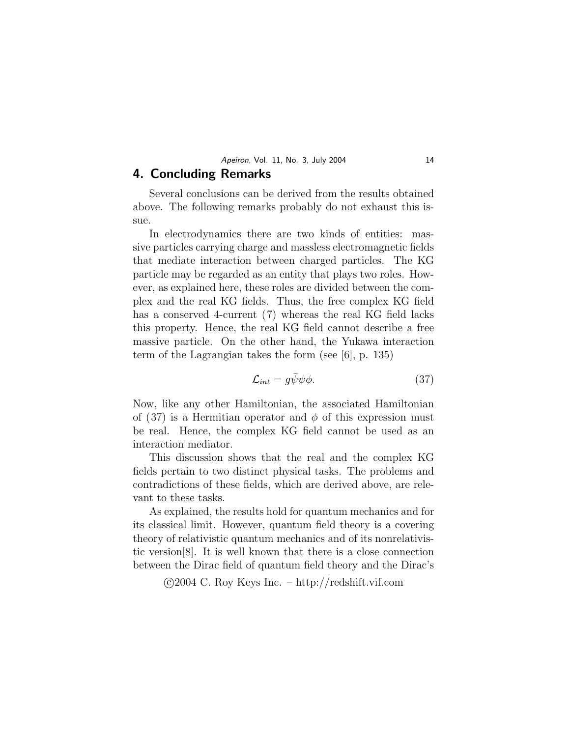## 4. Concluding Remarks

Several conclusions can be derived from the results obtained above. The following remarks probably do not exhaust this issue.

In electrodynamics there are two kinds of entities: massive particles carrying charge and massless electromagnetic fields that mediate interaction between charged particles. The KG particle may be regarded as an entity that plays two roles. However, as explained here, these roles are divided between the complex and the real KG fields. Thus, the free complex KG field has a conserved 4-current (7) whereas the real KG field lacks this property. Hence, the real KG field cannot describe a free massive particle. On the other hand, the Yukawa interaction term of the Lagrangian takes the form (see [6], p. 135)

$$\mathcal{L}_{int} = g\bar{\psi}\psi\phi. \tag{37}$$

Now, like any other Hamiltonian, the associated Hamiltonian of (37) is a Hermitian operator and $\phi$ of this expression must be real. Hence, the complex KG field cannot be used as an interaction mediator.

This discussion shows that the real and the complex KG fields pertain to two distinct physical tasks. The problems and contradictions of these fields, which are derived above, are relevant to these tasks.

As explained, the results hold for quantum mechanics and for its classical limit. However, quantum field theory is a covering theory of relativistic quantum mechanics and of its nonrelativistic version[8]. It is well known that there is a close connection between the Dirac field of quantum field theory and the Dirac's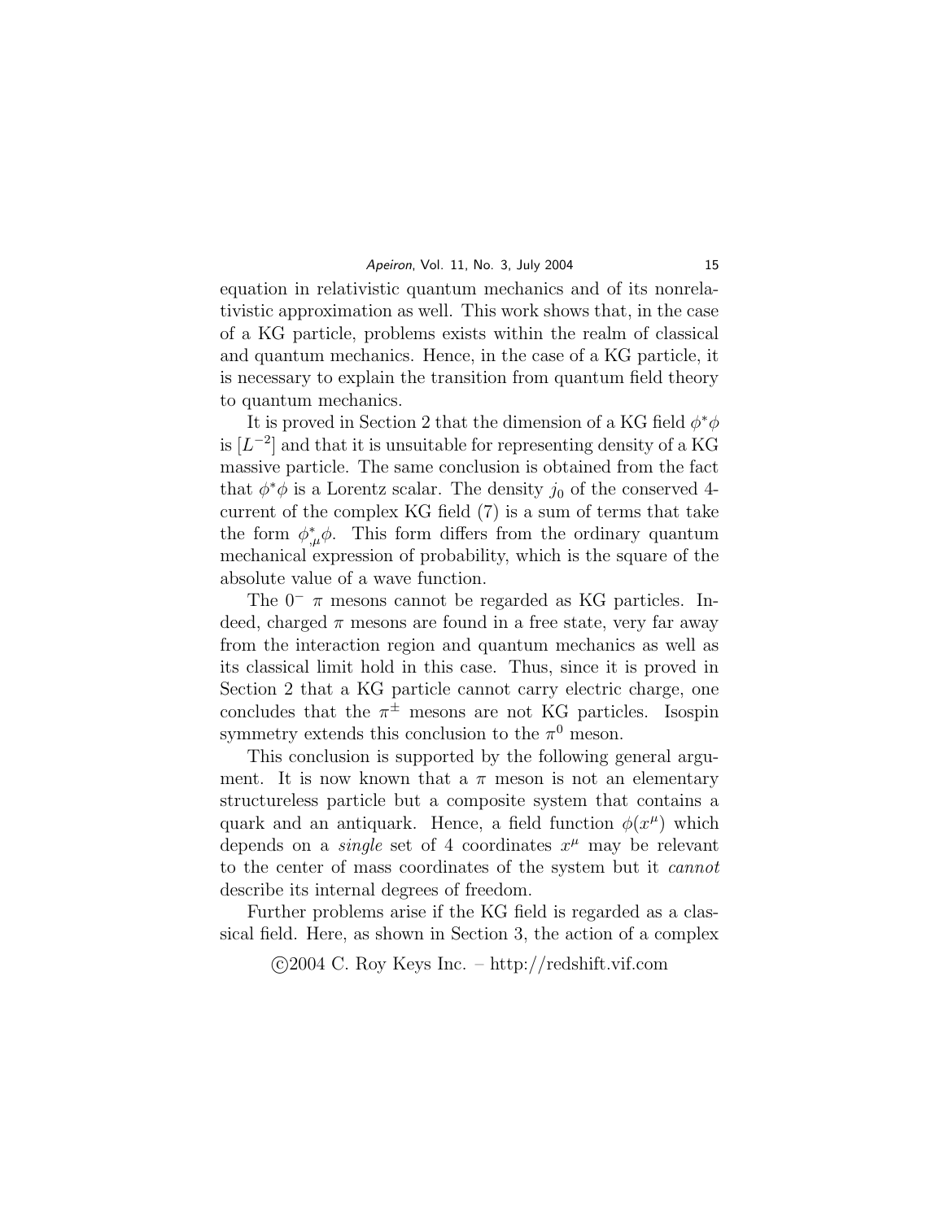equation in relativistic quantum mechanics and of its nonrelativistic approximation as well. This work shows that, in the case of a KG particle, problems exists within the realm of classical and quantum mechanics. Hence, in the case of a KG particle, it is necessary to explain the transition from quantum field theory to quantum mechanics.

It is proved in Section 2 that the dimension of a KG field $\phi^*\phi$ is $[L^{-2}]$ and that it is unsuitable for representing density of a KG massive particle. The same conclusion is obtained from the fact that $\phi^*\phi$ is a Lorentz scalar. The density $j_0$ of the conserved 4-current of the complex KG field (7) is a sum of terms that take the form $\phi^*_{,\mu}\phi$. This form differs from the ordinary quantum mechanical expression of probability, which is the square of the absolute value of a wave function.

The $0^-$ $\pi$ mesons cannot be regarded as KG particles. Indeed, charged $\pi$ mesons are found in a free state, very far away from the interaction region and quantum mechanics as well as its classical limit hold in this case. Thus, since it is proved in Section 2 that a KG particle cannot carry electric charge, one concludes that the $\pi^\pm$ mesons are not KG particles. Isospin symmetry extends this conclusion to the $\pi^0$ meson.

This conclusion is supported by the following general argument. It is now known that a $\pi$ meson is not an elementary structureless particle but a composite system that contains a quark and an antiquark. Hence, a field function $\phi(x^\mu)$ which depends on a *single* set of 4 coordinates $x^\mu$ may be relevant to the center of mass coordinates of the system but it *cannot* describe its internal degrees of freedom.

Further problems arise if the KG field is regarded as a classical field. Here, as shown in Section 3, the action of a complex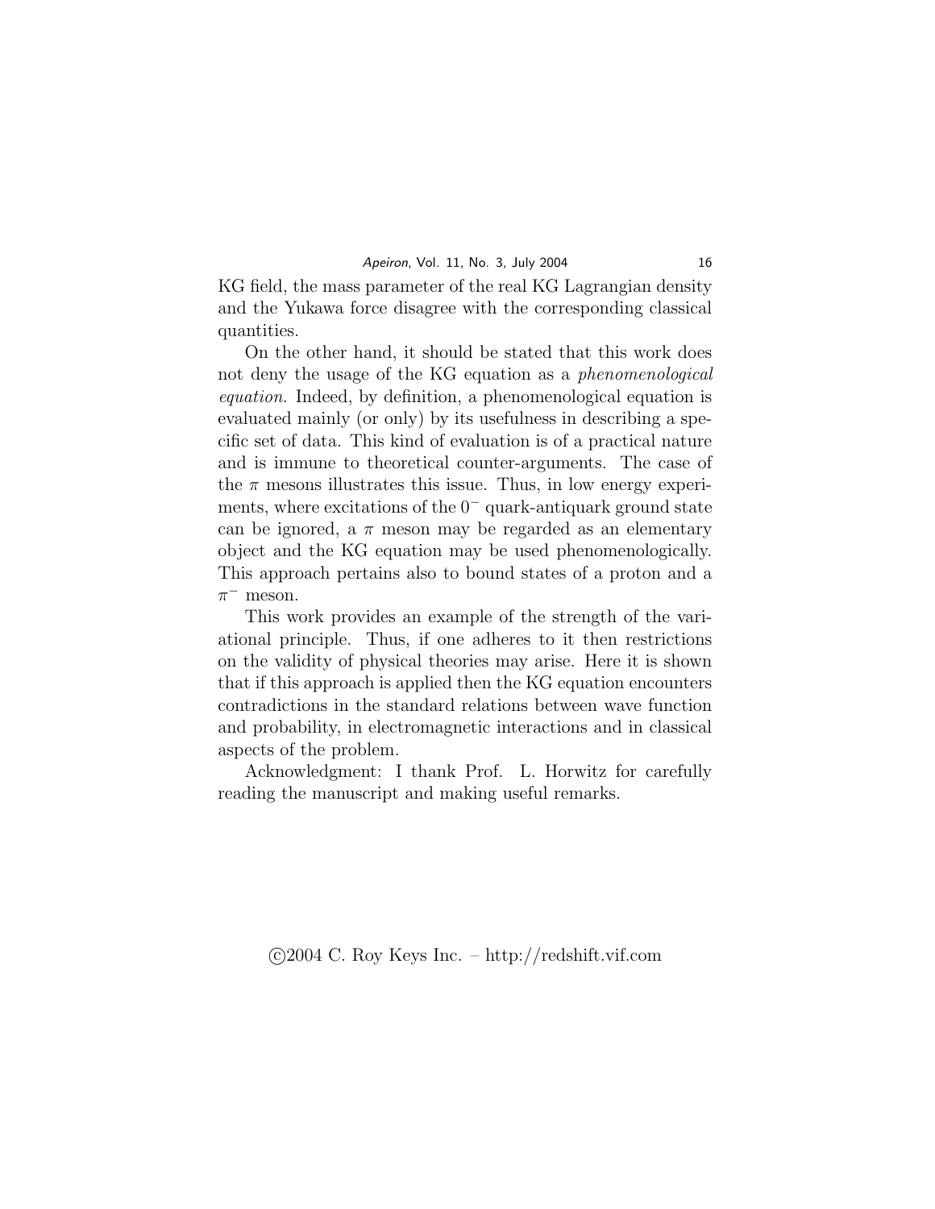KG field, the mass parameter of the real KG Lagrangian density and the Yukawa force disagree with the corresponding classical quantities.

On the other hand, it should be stated that this work does not deny the usage of the KG equation as a *phenomenological equation*. Indeed, by definition, a phenomenological equation is evaluated mainly (or only) by its usefulness in describing a specific set of data. This kind of evaluation is of a practical nature and is immune to theoretical counter-arguments. The case of the $\pi$ mesons illustrates this issue. Thus, in low energy experiments, where excitations of the $0^-$ quark-antiquark ground state can be ignored, a $\pi$ meson may be regarded as an elementary object and the KG equation may be used phenomenologically. This approach pertains also to bound states of a proton and a $\pi^-$ meson.

This work provides an example of the strength of the variational principle. Thus, if one adheres to it then restrictions on the validity of physical theories may arise. Here it is shown that if this approach is applied then the KG equation encounters contradictions in the standard relations between wave function and probability, in electromagnetic interactions and in classical aspects of the problem.

Acknowledgment: I thank Prof. L. Horwitz for carefully reading the manuscript and making useful remarks.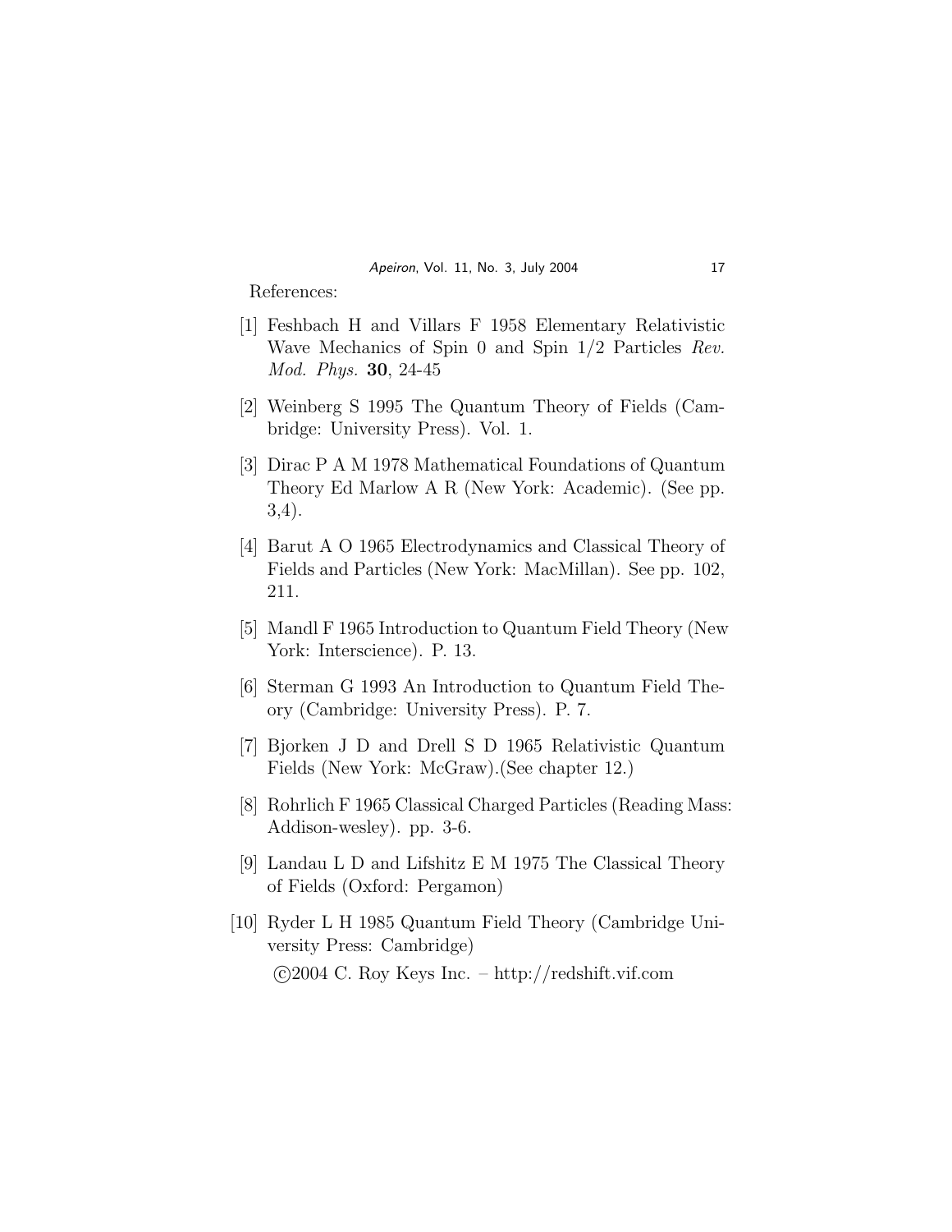References:

[1] Feshbach H and Villars F 1958 Elementary Relativistic Wave Mechanics of Spin 0 and Spin 1/2 Particles *Rev. Mod. Phys.* **30**, 24-45

[2] Weinberg S 1995 The Quantum Theory of Fields (Cambridge: University Press). Vol. 1.

[3] Dirac P A M 1978 Mathematical Foundations of Quantum Theory Ed Marlow A R (New York: Academic). (See pp. 3,4).

[4] Barut A O 1965 Electrodynamics and Classical Theory of Fields and Particles (New York: MacMillan). See pp. 102, 211.

[5] Mandl F 1965 Introduction to Quantum Field Theory (New York: Interscience). P. 13.

[6] Sterman G 1993 An Introduction to Quantum Field Theory (Cambridge: University Press). P. 7.

[7] Bjorken J D and Drell S D 1965 Relativistic Quantum Fields (New York: McGraw).(See chapter 12.)

[8] Rohrlich F 1965 Classical Charged Particles (Reading Mass: Addison-wesley). pp. 3-6.

[9] Landau L D and Lifshitz E M 1975 The Classical Theory of Fields (Oxford: Pergamon)

[10] Ryder L H 1985 Quantum Field Theory (Cambridge University Press: Cambridge)

©2004 C. Roy Keys Inc. – http://redshift.vif.com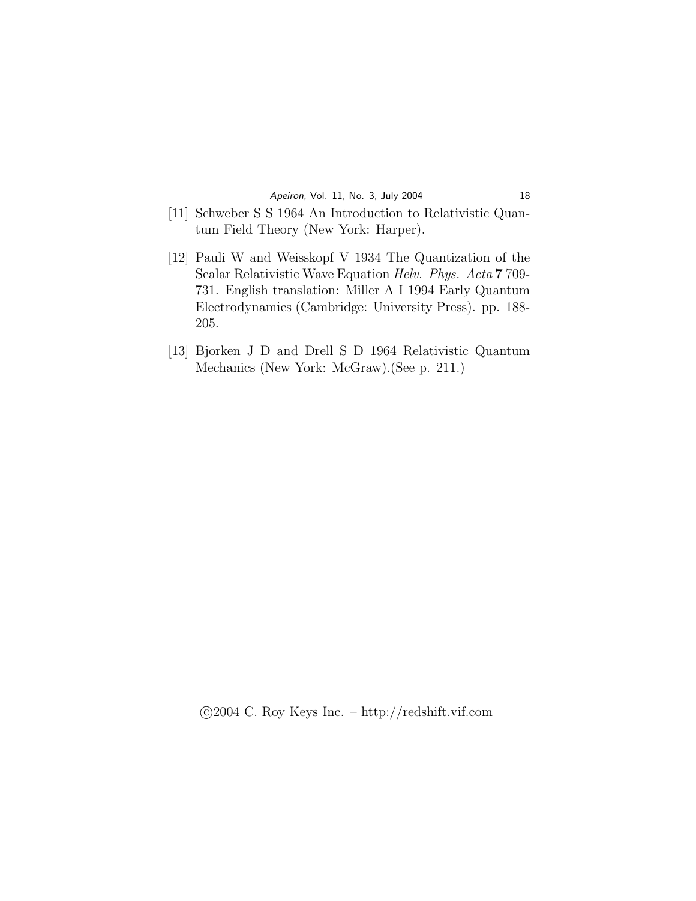[11] Schweber S S 1964 An Introduction to Relativistic Quantum Field Theory (New York: Harper).

[12] Pauli W and Weisskopf V 1934 The Quantization of the Scalar Relativistic Wave Equation *Helv. Phys. Acta* **7** 709-731. English translation: Miller A I 1994 Early Quantum Electrodynamics (Cambridge: University Press). pp. 188-205.

[13] Bjorken J D and Drell S D 1964 Relativistic Quantum Mechanics (New York: McGraw).(See p. 211.)

©2004 C. Roy Keys Inc. – http://redshift.vif.com